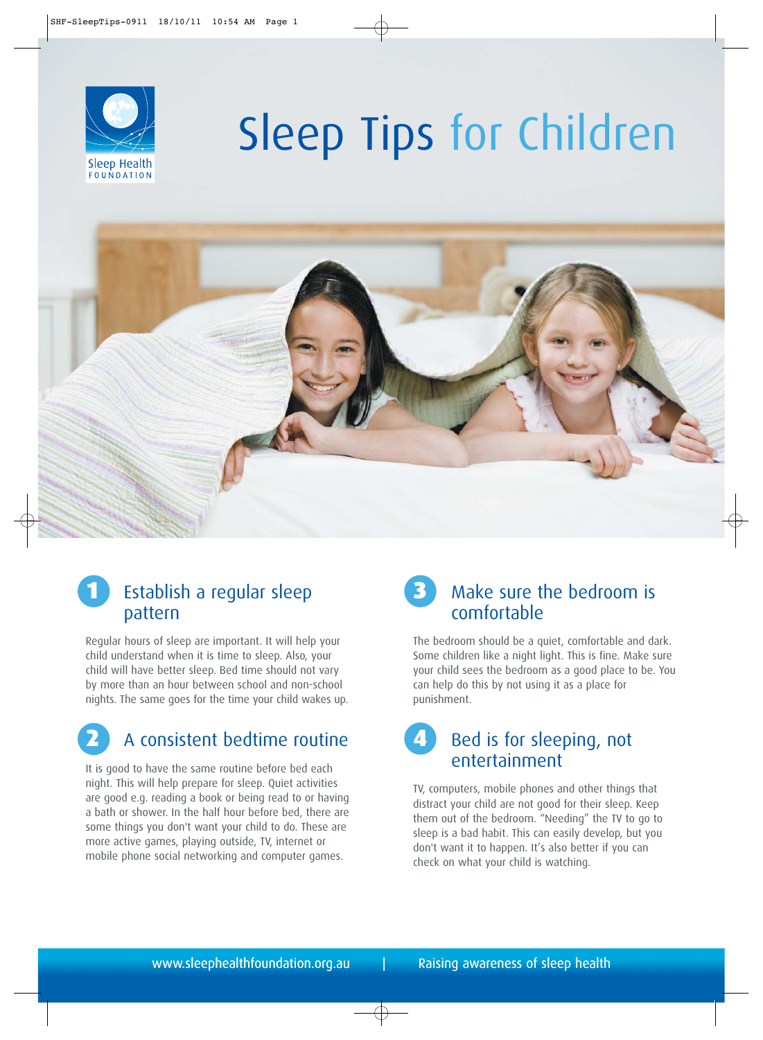Sleep Health FOUNDATION

# Sleep Tips for Children

## 1 Establish a regular sleep pattern

Regular hours of sleep are important. It will help your child understand when it is time to sleep. Also, your child will have better sleep. Bed time should not vary by more than an hour between school and non-school nights. The same goes for the time your child wakes up.

## 2 A consistent bedtime routine

It is good to have the same routine before bed each night. This will help prepare for sleep. Quiet activities are good e.g. reading a book or being read to or having a bath or shower. In the half hour before bed, there are some things you don't want your child to do. These are more active games, playing outside, TV, internet or mobile phone social networking and computer games.

## 3 Make sure the bedroom is comfortable

The bedroom should be a quiet, comfortable and dark. Some children like a night light. This is fine. Make sure your child sees the bedroom as a good place to be. You can help do this by not using it as a place for punishment.

## 4 Bed is for sleeping, not entertainment

TV, computers, mobile phones and other things that distract your child are not good for their sleep. Keep them out of the bedroom. "Needing" the TV to go to sleep is a bad habit. This can easily develop, but you don't want it to happen. It's also better if you can check on what your child is watching.

www.sleephealthfoundation.org.au | Raising awareness of sleep health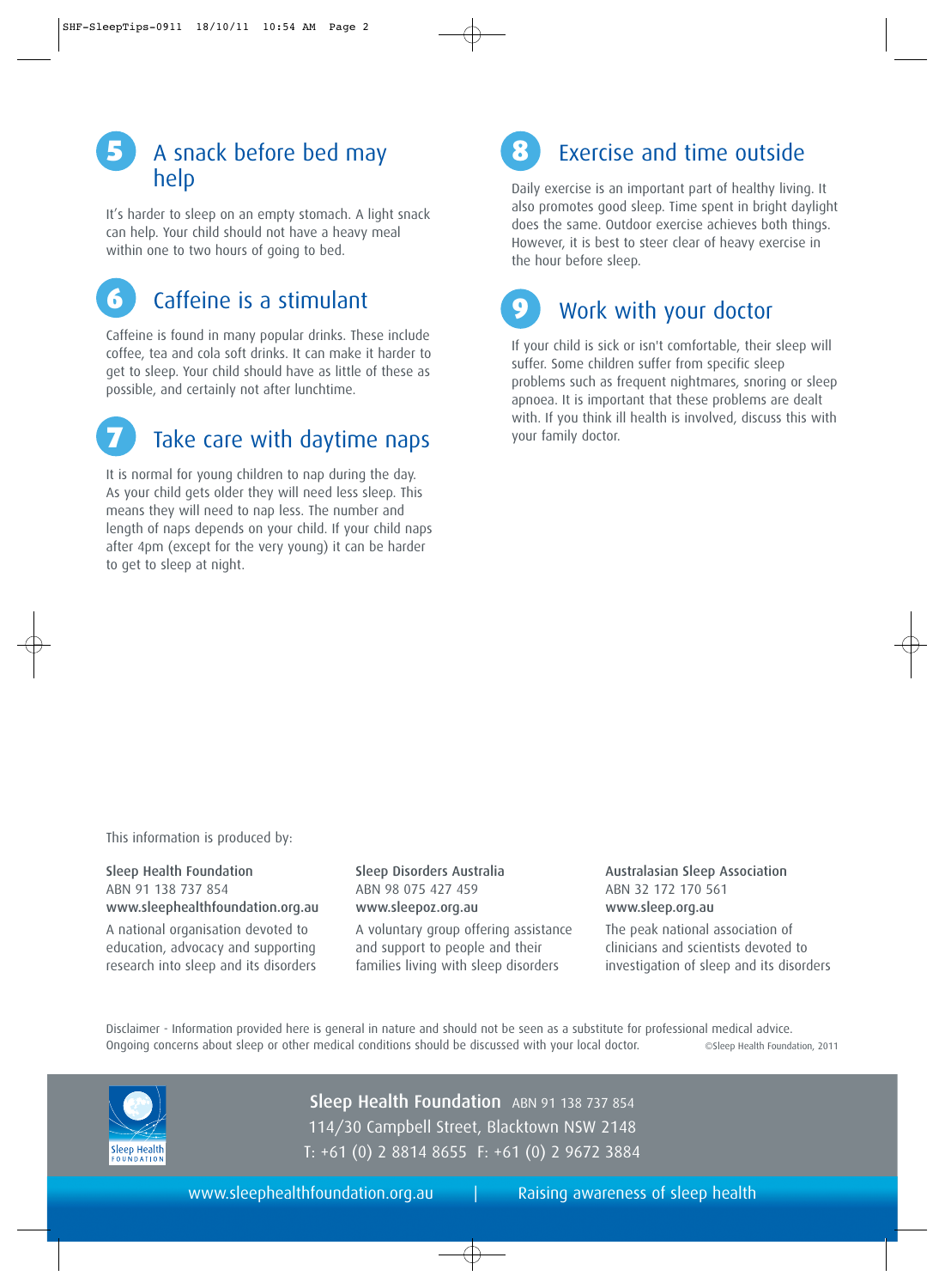## 5 A snack before bed may help

It's harder to sleep on an empty stomach. A light snack can help. Your child should not have a heavy meal within one to two hours of going to bed.

## 6 Caffeine is a stimulant

Caffeine is found in many popular drinks. These include coffee, tea and cola soft drinks. It can make it harder to get to sleep. Your child should have as little of these as possible, and certainly not after lunchtime.

## 7 Take care with daytime naps

It is normal for young children to nap during the day. As your child gets older they will need less sleep. This means they will need to nap less. The number and length of naps depends on your child. If your child naps after 4pm (except for the very young) it can be harder to get to sleep at night.

## 8 Exercise and time outside

Daily exercise is an important part of healthy living. It also promotes good sleep. Time spent in bright daylight does the same. Outdoor exercise achieves both things. However, it is best to steer clear of heavy exercise in the hour before sleep.

## 9 Work with your doctor

If your child is sick or isn't comfortable, their sleep will suffer. Some children suffer from specific sleep problems such as frequent nightmares, snoring or sleep apnoea. It is important that these problems are dealt with. If you think ill health is involved, discuss this with your family doctor.

This information is produced by:

**Sleep Health Foundation**
ABN 91 138 737 854
**www.sleephealthfoundation.org.au**
A national organisation devoted to education, advocacy and supporting research into sleep and its disorders

**Sleep Disorders Australia**
ABN 98 075 427 459
**www.sleepoz.org.au**
A voluntary group offering assistance and support to people and their families living with sleep disorders

**Australasian Sleep Association**
ABN 32 172 170 561
**www.sleep.org.au**
The peak national association of clinicians and scientists devoted to investigation of sleep and its disorders

Disclaimer - Information provided here is general in nature and should not be seen as a substitute for professional medical advice. Ongoing concerns about sleep or other medical conditions should be discussed with your local doctor. ©Sleep Health Foundation, 2011

**Sleep Health Foundation** ABN 91 138 737 854
114/30 Campbell Street, Blacktown NSW 2148
T: +61 (0) 2 8814 8655 F: +61 (0) 2 9672 3884

www.sleephealthfoundation.org.au | Raising awareness of sleep health